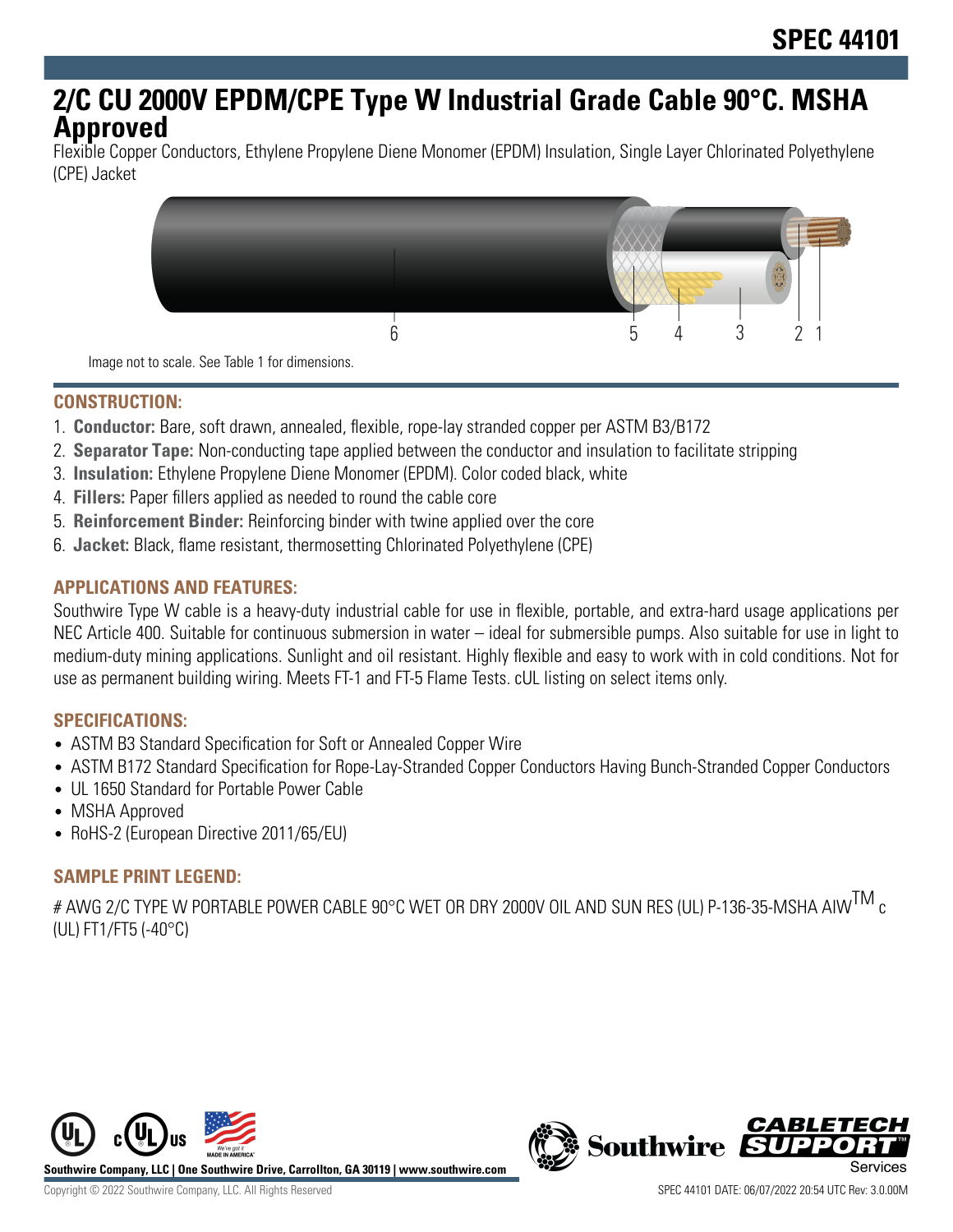# SPEC 44101

## 2/C CU 2000V EPDM/CPE Type W Industrial Grade Cable 90°C. MSHA Approved

Flexible Copper Conductors, Ethylene Propylene Diene Monomer (EPDM) Insulation, Single Layer Chlorinated Polyethylene (CPE) Jacket

Image not to scale. See Table 1 for dimensions.

### CONSTRUCTION:

1. **Conductor:** Bare, soft drawn, annealed, flexible, rope-lay stranded copper per ASTM B3/B172
2. **Separator Tape:** Non-conducting tape applied between the conductor and insulation to facilitate stripping
3. **Insulation:** Ethylene Propylene Diene Monomer (EPDM). Color coded black, white
4. **Fillers:** Paper fillers applied as needed to round the cable core
5. **Reinforcement Binder:** Reinforcing binder with twine applied over the core
6. **Jacket:** Black, flame resistant, thermosetting Chlorinated Polyethylene (CPE)

### APPLICATIONS AND FEATURES:

Southwire Type W cable is a heavy-duty industrial cable for use in flexible, portable, and extra-hard usage applications per NEC Article 400. Suitable for continuous submersion in water – ideal for submersible pumps. Also suitable for use in light to medium-duty mining applications. Sunlight and oil resistant. Highly flexible and easy to work with in cold conditions. Not for use as permanent building wiring. Meets FT-1 and FT-5 Flame Tests. cUL listing on select items only.

### SPECIFICATIONS:

- ASTM B3 Standard Specification for Soft or Annealed Copper Wire
- ASTM B172 Standard Specification for Rope-Lay-Stranded Copper Conductors Having Bunch-Stranded Copper Conductors
- UL 1650 Standard for Portable Power Cable
- MSHA Approved
- RoHS-2 (European Directive 2011/65/EU)

### SAMPLE PRINT LEGEND:

# AWG 2/C TYPE W PORTABLE POWER CABLE 90°C WET OR DRY 2000V OIL AND SUN RES (UL) P-136-35-MSHA AIW™ c (UL) FT1/FT5 (-40°C)

Southwire Company, LLC | One Southwire Drive, Carrollton, GA 30119 | www.southwire.com

Copyright © 2022 Southwire Company, LLC. All Rights Reserved

SPEC 44101 DATE: 06/07/2022 20:54 UTC Rev: 3.0.00M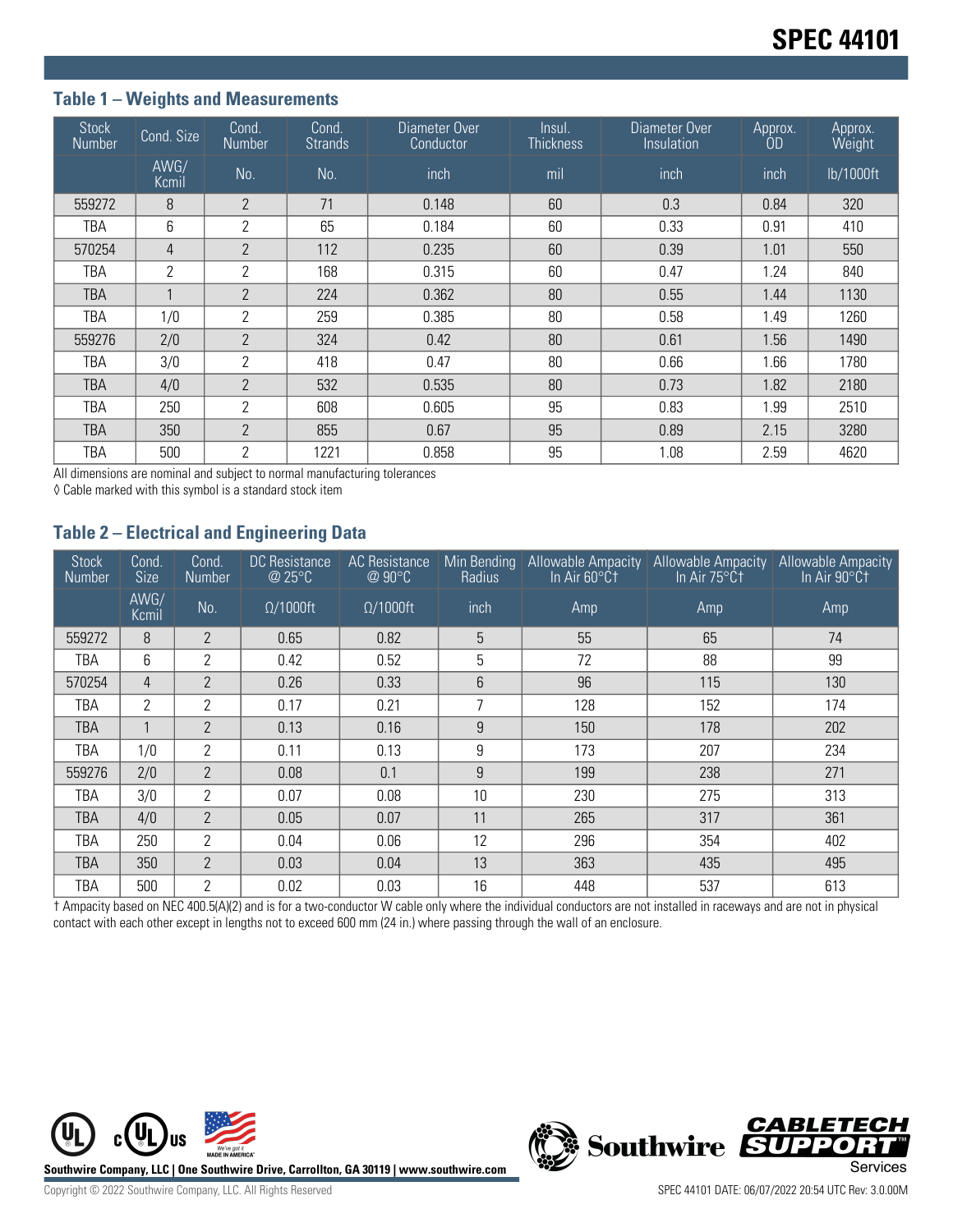### Table 1 – Weights and Measurements

| Stock Number | Cond. Size | Cond. Number | Cond. Strands | Diameter Over Conductor | Insul. Thickness | Diameter Over Insulation | Approx. OD | Approx. Weight |
|---|---|---|---|---|---|---|---|---|
| | AWG/ Kcmil | No. | No. | inch | mil | inch | inch | lb/1000ft |
| 559272 | 8 | 2 | 71 | 0.148 | 60 | 0.3 | 0.84 | 320 |
| TBA | 6 | 2 | 65 | 0.184 | 60 | 0.33 | 0.91 | 410 |
| 570254 | 4 | 2 | 112 | 0.235 | 60 | 0.39 | 1.01 | 550 |
| TBA | 2 | 2 | 168 | 0.315 | 60 | 0.47 | 1.24 | 840 |
| TBA | 1 | 2 | 224 | 0.362 | 80 | 0.55 | 1.44 | 1130 |
| TBA | 1/0 | 2 | 259 | 0.385 | 80 | 0.58 | 1.49 | 1260 |
| 559276 | 2/0 | 2 | 324 | 0.42 | 80 | 0.61 | 1.56 | 1490 |
| TBA | 3/0 | 2 | 418 | 0.47 | 80 | 0.66 | 1.66 | 1780 |
| TBA | 4/0 | 2 | 532 | 0.535 | 80 | 0.73 | 1.82 | 2180 |
| TBA | 250 | 2 | 608 | 0.605 | 95 | 0.83 | 1.99 | 2510 |
| TBA | 350 | 2 | 855 | 0.67 | 95 | 0.89 | 2.15 | 3280 |
| TBA | 500 | 2 | 1221 | 0.858 | 95 | 1.08 | 2.59 | 4620 |

All dimensions are nominal and subject to normal manufacturing tolerances

◊ Cable marked with this symbol is a standard stock item

### Table 2 – Electrical and Engineering Data

| Stock Number | Cond. Size | Cond. Number | DC Resistance @ 25°C | AC Resistance @ 90°C | Min Bending Radius | Allowable Ampacity In Air 60°C† | Allowable Ampacity In Air 75°C† | Allowable Ampacity In Air 90°C† |
|---|---|---|---|---|---|---|---|---|
| | AWG/ Kcmil | No. | Ω/1000ft | Ω/1000ft | inch | Amp | Amp | Amp |
| 559272 | 8 | 2 | 0.65 | 0.82 | 5 | 55 | 65 | 74 |
| TBA | 6 | 2 | 0.42 | 0.52 | 5 | 72 | 88 | 99 |
| 570254 | 4 | 2 | 0.26 | 0.33 | 6 | 96 | 115 | 130 |
| TBA | 2 | 2 | 0.17 | 0.21 | 7 | 128 | 152 | 174 |
| TBA | 1 | 2 | 0.13 | 0.16 | 9 | 150 | 178 | 202 |
| TBA | 1/0 | 2 | 0.11 | 0.13 | 9 | 173 | 207 | 234 |
| 559276 | 2/0 | 2 | 0.08 | 0.1 | 9 | 199 | 238 | 271 |
| TBA | 3/0 | 2 | 0.07 | 0.08 | 10 | 230 | 275 | 313 |
| TBA | 4/0 | 2 | 0.05 | 0.07 | 11 | 265 | 317 | 361 |
| TBA | 250 | 2 | 0.04 | 0.06 | 12 | 296 | 354 | 402 |
| TBA | 350 | 2 | 0.03 | 0.04 | 13 | 363 | 435 | 495 |
| TBA | 500 | 2 | 0.02 | 0.03 | 16 | 448 | 537 | 613 |

† Ampacity based on NEC 400.5(A)(2) and is for a two-conductor W cable only where the individual conductors are not installed in raceways and are not in physical contact with each other except in lengths not to exceed 600 mm (24 in.) where passing through the wall of an enclosure.

Southwire Company, LLC | One Southwire Drive, Carrollton, GA 30119 | www.southwire.com

Copyright © 2022 Southwire Company, LLC. All Rights Reserved

SPEC 44101 DATE: 06/07/2022 20:54 UTC Rev: 3.0.00M